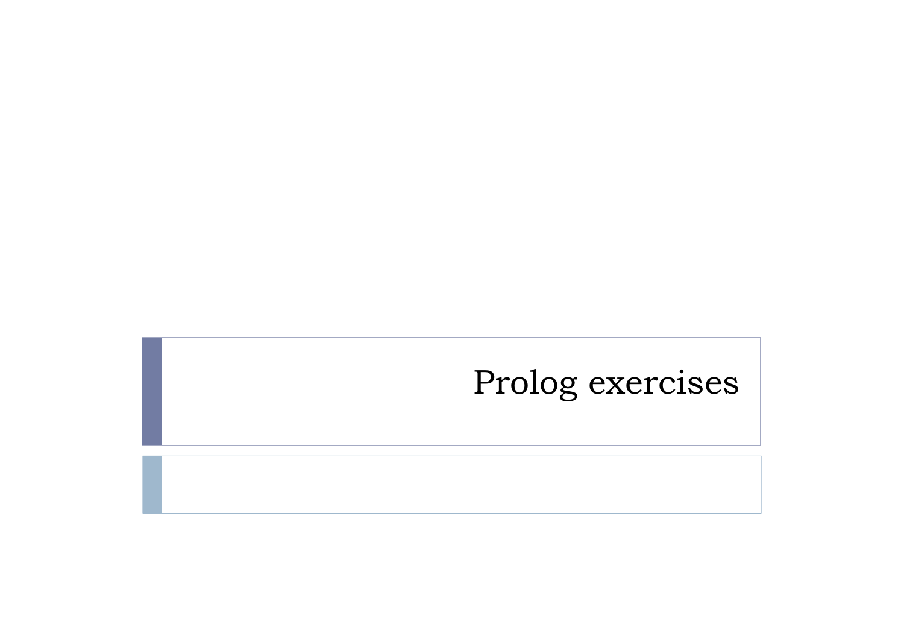# Prolog exercises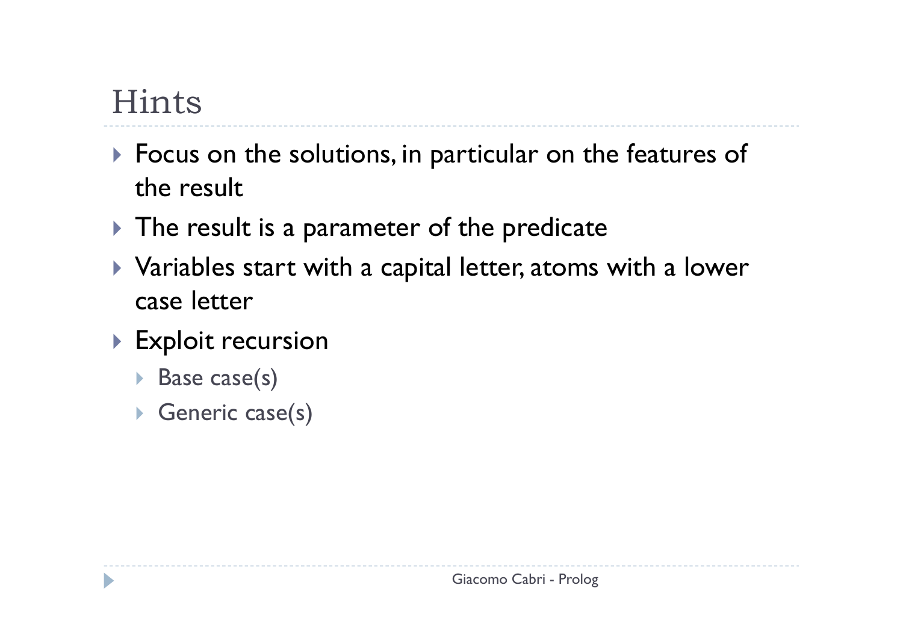# Hints

- Focus on the solutions, in particular on the features of the result
- The result is a parameter of the predicate
- Variables start with a capital letter, atoms with a lower case letter
- Exploit recursion
  - Base case(s)
  - Generic case(s)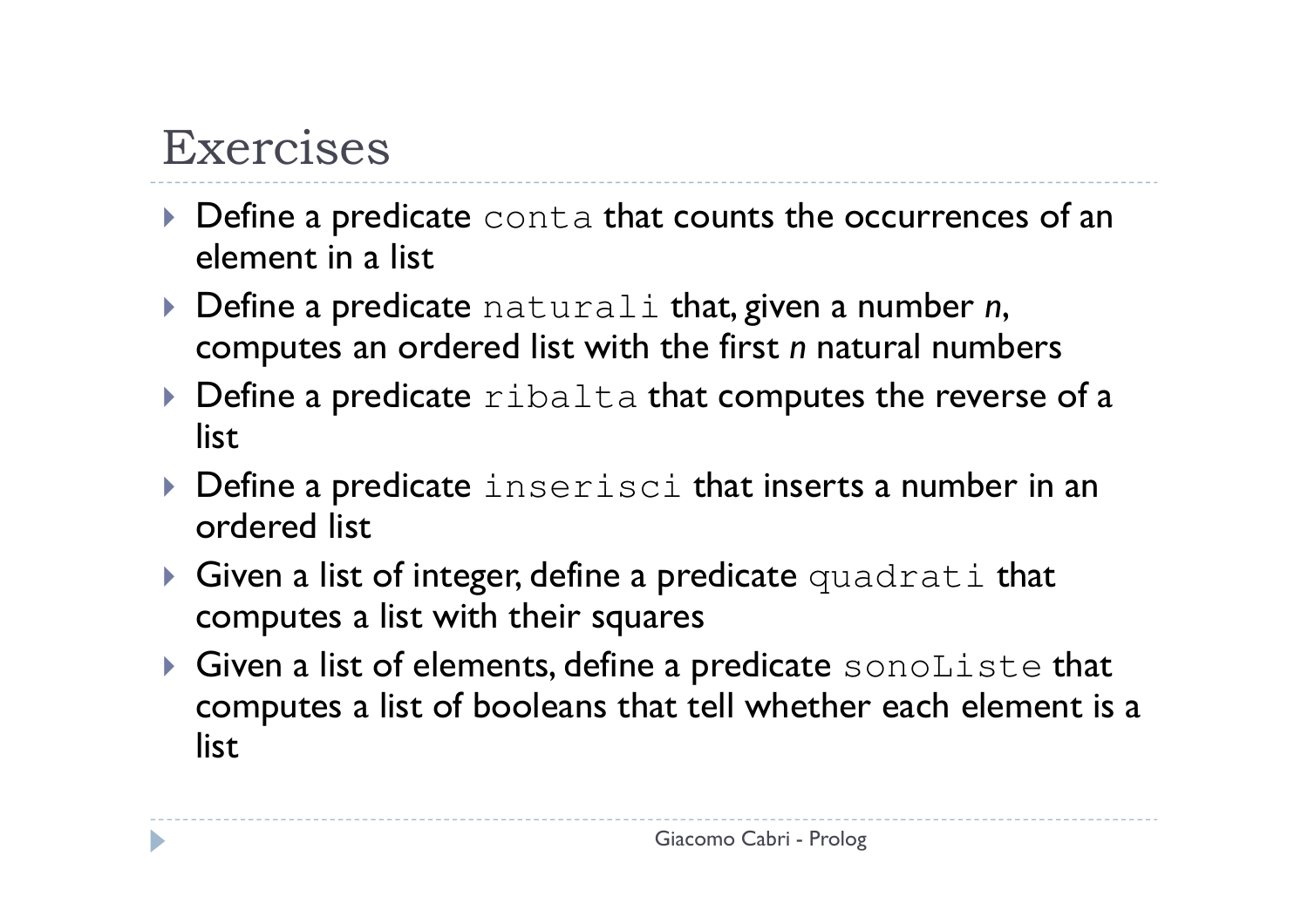# Exercises

- Define a predicate `conta` that counts the occurrences of an element in a list
- Define a predicate `naturali` that, given a number *n*, computes an ordered list with the first *n* natural numbers
- Define a predicate `ribalta` that computes the reverse of a list
- Define a predicate `inserisci` that inserts a number in an ordered list
- Given a list of integer, define a predicate `quadrati` that computes a list with their squares
- Given a list of elements, define a predicate `sonoListe` that computes a list of booleans that tell whether each element is a list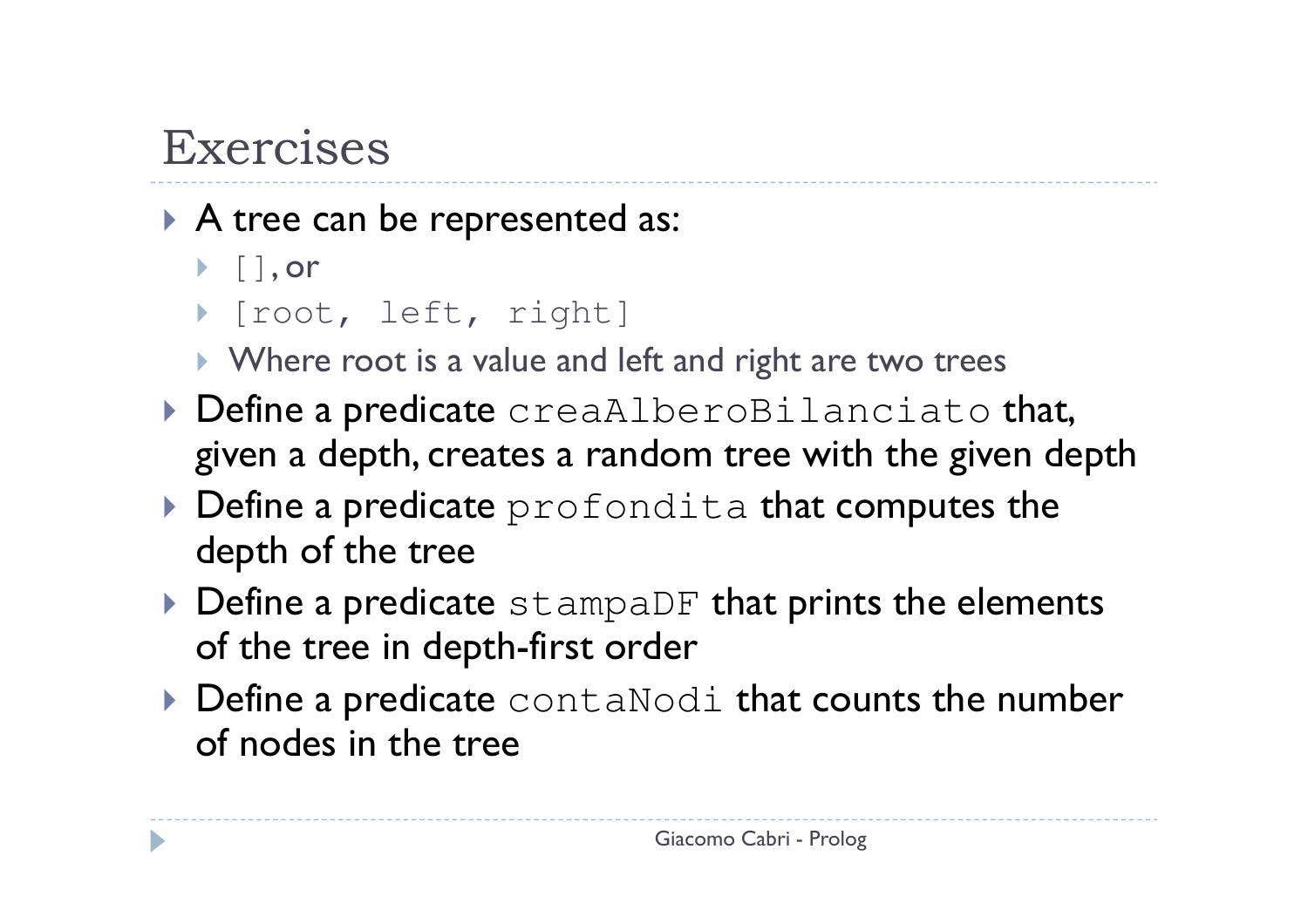# Exercises

- A tree can be represented as:
  - `[]`, or
  - `[root, left, right]`
  - Where root is a value and left and right are two trees
- Define a predicate `creaAlberoBilanciato` that, given a depth, creates a random tree with the given depth
- Define a predicate `profondita` that computes the depth of the tree
- Define a predicate `stampaDF` that prints the elements of the tree in depth-first order
- Define a predicate `contaNodi` that counts the number of nodes in the tree